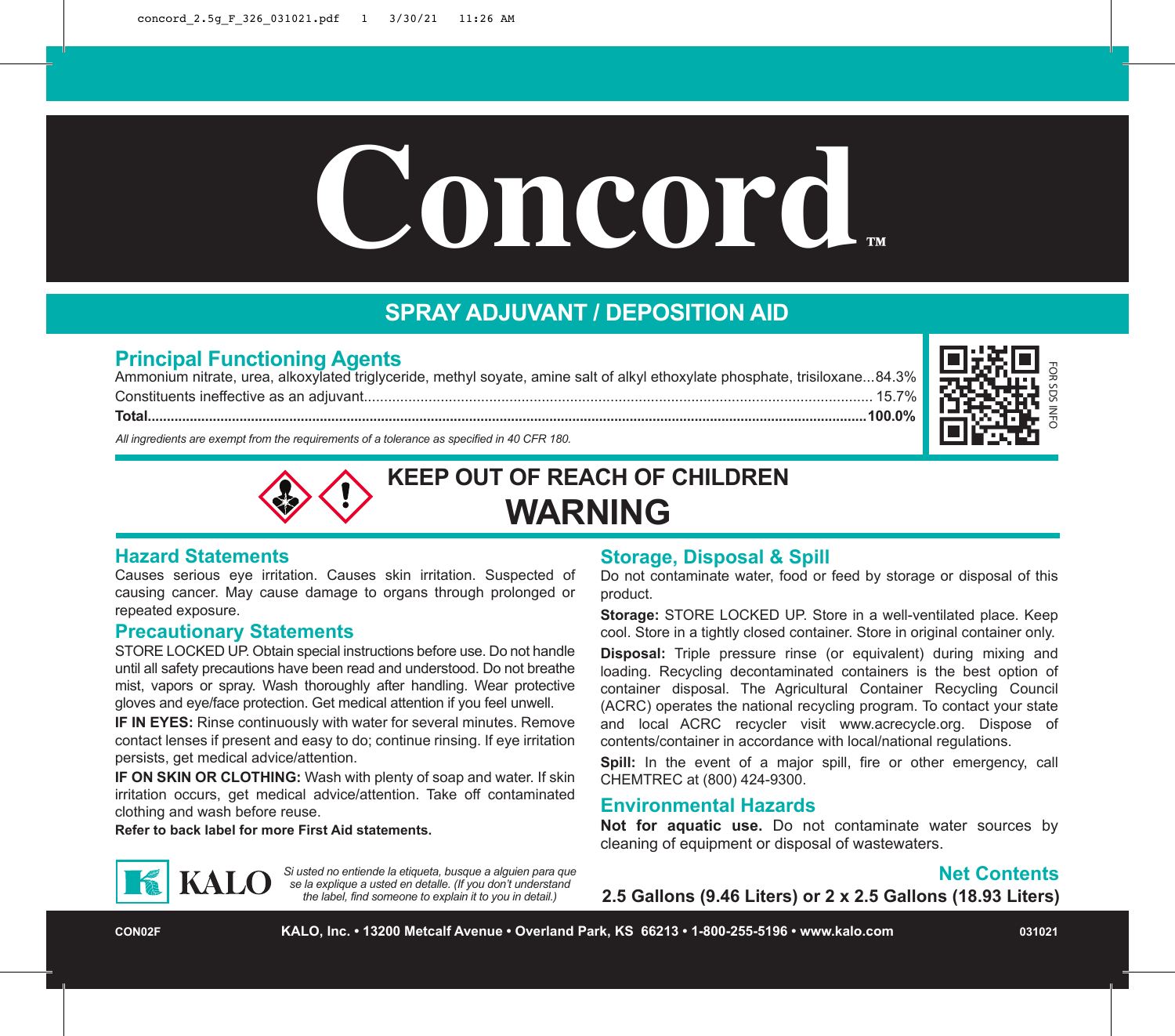# Concord™

## SPRAY ADJUVANT / DEPOSITION AID

### Principal Functioning Agents

Ammonium nitrate, urea, alkoxylated triglyceride, methyl soyate, amine salt of alkyl ethoxylate phosphate, trisiloxane...84.3%

Constituents ineffective as an adjuvant.......................................................................................................... 15.7%

**Total.........................................................................................................................................................................100.0%**

*All ingredients are exempt from the requirements of a tolerance as specified in 40 CFR 180.*

FOR SDS INFO

## KEEP OUT OF REACH OF CHILDREN

## WARNING

### Hazard Statements

Causes serious eye irritation. Causes skin irritation. Suspected of causing cancer. May cause damage to organs through prolonged or repeated exposure.

### Precautionary Statements

STORE LOCKED UP. Obtain special instructions before use. Do not handle until all safety precautions have been read and understood. Do not breathe mist, vapors or spray. Wash thoroughly after handling. Wear protective gloves and eye/face protection. Get medical attention if you feel unwell.

**IF IN EYES:** Rinse continuously with water for several minutes. Remove contact lenses if present and easy to do; continue rinsing. If eye irritation persists, get medical advice/attention.

**IF ON SKIN OR CLOTHING:** Wash with plenty of soap and water. If skin irritation occurs, get medical advice/attention. Take off contaminated clothing and wash before reuse.

**Refer to back label for more First Aid statements.**

### Storage, Disposal & Spill

Do not contaminate water, food or feed by storage or disposal of this product.

**Storage:** STORE LOCKED UP. Store in a well-ventilated place. Keep cool. Store in a tightly closed container. Store in original container only.

**Disposal:** Triple pressure rinse (or equivalent) during mixing and loading. Recycling decontaminated containers is the best option of container disposal. The Agricultural Container Recycling Council (ACRC) operates the national recycling program. To contact your state and local ACRC recycler visit www.acrecycle.org. Dispose of contents/container in accordance with local/national regulations.

**Spill:** In the event of a major spill, fire or other emergency, call CHEMTREC at (800) 424-9300.

### Environmental Hazards

**Not for aquatic use.** Do not contaminate water sources by cleaning of equipment or disposal of wastewaters.

KALO

*Si usted no entiende la etiqueta, busque a alguien para que se la explique a usted en detalle. (If you don't understand the label, find someone to explain it to you in detail.)*

### Net Contents

**2.5 Gallons (9.46 Liters) or 2 x 2.5 Gallons (18.93 Liters)**

**CON02F** **KALO, Inc. • 13200 Metcalf Avenue • Overland Park, KS 66213 • 1-800-255-5196 • www.kalo.com** **031021**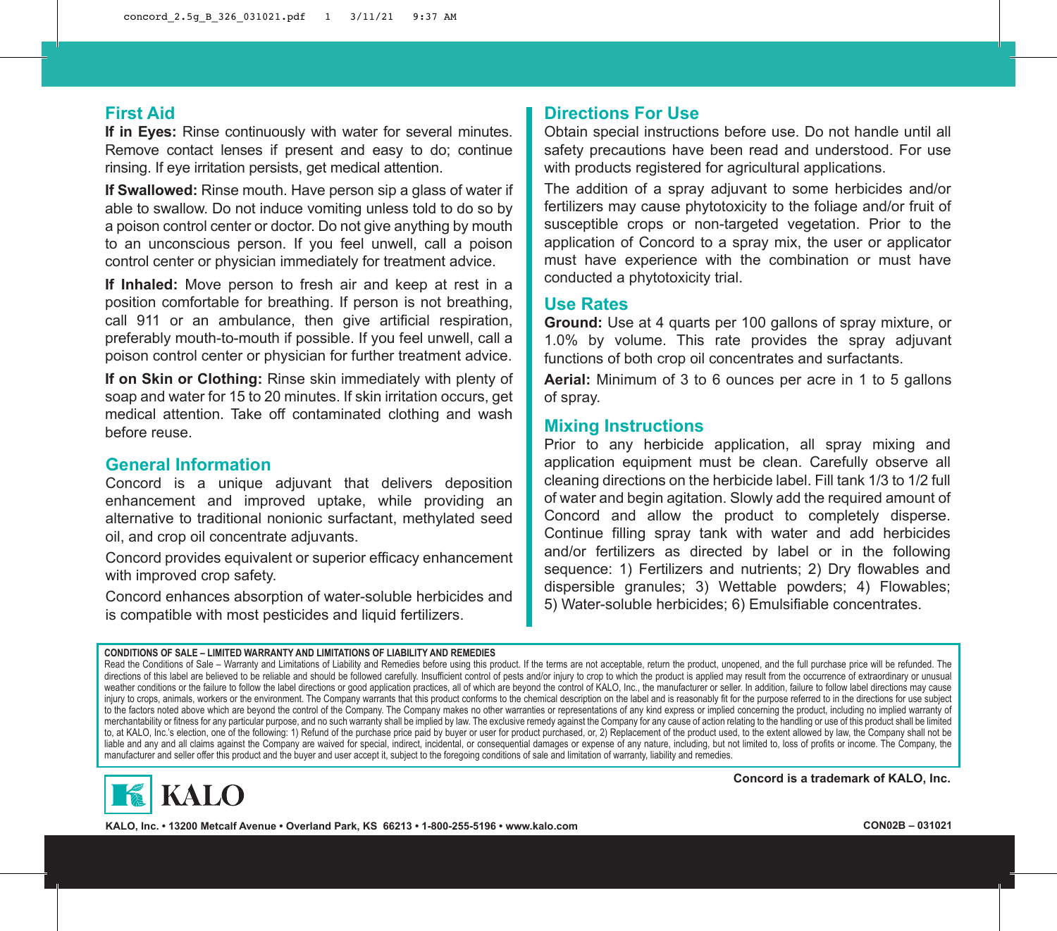## First Aid

**If in Eyes:** Rinse continuously with water for several minutes. Remove contact lenses if present and easy to do; continue rinsing. If eye irritation persists, get medical attention.

**If Swallowed:** Rinse mouth. Have person sip a glass of water if able to swallow. Do not induce vomiting unless told to do so by a poison control center or doctor. Do not give anything by mouth to an unconscious person. If you feel unwell, call a poison control center or physician immediately for treatment advice.

**If Inhaled:** Move person to fresh air and keep at rest in a position comfortable for breathing. If person is not breathing, call 911 or an ambulance, then give artificial respiration, preferably mouth-to-mouth if possible. If you feel unwell, call a poison control center or physician for further treatment advice.

**If on Skin or Clothing:** Rinse skin immediately with plenty of soap and water for 15 to 20 minutes. If skin irritation occurs, get medical attention. Take off contaminated clothing and wash before reuse.

## General Information

Concord is a unique adjuvant that delivers deposition enhancement and improved uptake, while providing an alternative to traditional nonionic surfactant, methylated seed oil, and crop oil concentrate adjuvants.

Concord provides equivalent or superior efficacy enhancement with improved crop safety.

Concord enhances absorption of water-soluble herbicides and is compatible with most pesticides and liquid fertilizers.

## Directions For Use

Obtain special instructions before use. Do not handle until all safety precautions have been read and understood. For use with products registered for agricultural applications.

The addition of a spray adjuvant to some herbicides and/or fertilizers may cause phytotoxicity to the foliage and/or fruit of susceptible crops or non-targeted vegetation. Prior to the application of Concord to a spray mix, the user or applicator must have experience with the combination or must have conducted a phytotoxicity trial.

## Use Rates

**Ground:** Use at 4 quarts per 100 gallons of spray mixture, or 1.0% by volume. This rate provides the spray adjuvant functions of both crop oil concentrates and surfactants.

**Aerial:** Minimum of 3 to 6 ounces per acre in 1 to 5 gallons of spray.

## Mixing Instructions

Prior to any herbicide application, all spray mixing and application equipment must be clean. Carefully observe all cleaning directions on the herbicide label. Fill tank 1/3 to 1/2 full of water and begin agitation. Slowly add the required amount of Concord and allow the product to completely disperse. Continue filling spray tank with water and add herbicides and/or fertilizers as directed by label or in the following sequence: 1) Fertilizers and nutrients; 2) Dry flowables and dispersible granules; 3) Wettable powders; 4) Flowables; 5) Water-soluble herbicides; 6) Emulsifiable concentrates.

**CONDITIONS OF SALE – LIMITED WARRANTY AND LIMITATIONS OF LIABILITY AND REMEDIES**

Read the Conditions of Sale – Warranty and Limitations of Liability and Remedies before using this product. If the terms are not acceptable, return the product, unopened, and the full purchase price will be refunded. The directions of this label are believed to be reliable and should be followed carefully. Insufficient control of pests and/or injury to crop to which the product is applied may result from the occurrence of extraordinary or unusual weather conditions or the failure to follow the label directions or good application practices, all of which are beyond the control of KALO, Inc., the manufacturer or seller. In addition, failure to follow label directions may cause injury to crops, animals, workers or the environment. The Company warrants that this product conforms to the chemical description on the label and is reasonably fit for the purpose referred to in the directions for use subject to the factors noted above which are beyond the control of the Company. The Company makes no other warranties or representations of any kind express or implied concerning the product, including no implied warranty of merchantability or fitness for any particular purpose, and no such warranty shall be implied by law. The exclusive remedy against the Company for any cause of action relating to the handling or use of this product shall be limited to, at KALO, Inc.'s election, one of the following: 1) Refund of the purchase price paid by buyer or user for product purchased, or, 2) Replacement of the product used, to the extent allowed by law, the Company shall not be liable and any and all claims against the Company are waived for special, indirect, incidental, or consequential damages or expense of any nature, including, but not limited to, loss of profits or income. The Company, the manufacturer and seller offer this product and the buyer and user accept it, subject to the foregoing conditions of sale and limitation of warranty, liability and remedies.

KALO

**Concord is a trademark of KALO, Inc.**

**KALO, Inc. • 13200 Metcalf Avenue • Overland Park, KS 66213 • 1-800-255-5196 • www.kalo.com**

**CON02B – 031021**